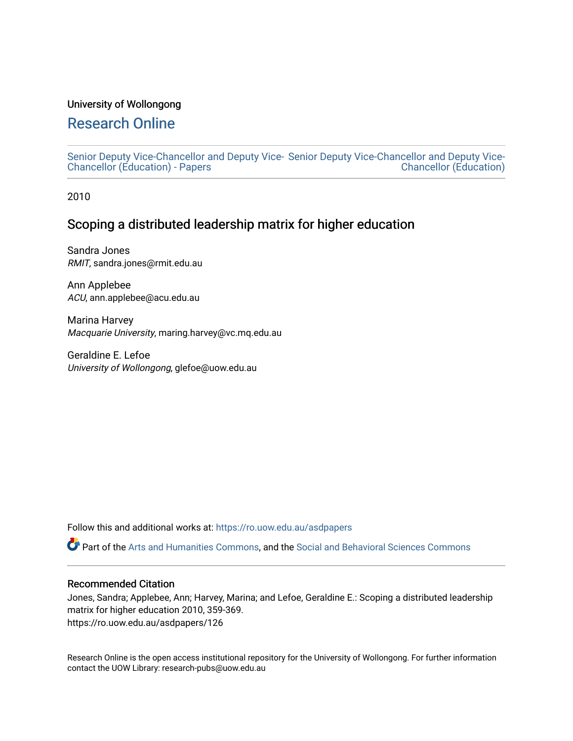University of Wollongong

# Research Online

Senior Deputy Vice-Chancellor and Deputy Vice-Chancellor (Education) - Papers | Senior Deputy Vice-Chancellor and Deputy Vice-Chancellor (Education)

2010

## Scoping a distributed leadership matrix for higher education

Sandra Jones
*RMIT*, sandra.jones@rmit.edu.au

Ann Applebee
*ACU*, ann.applebee@acu.edu.au

Marina Harvey
*Macquarie University*, maring.harvey@vc.mq.edu.au

Geraldine E. Lefoe
*University of Wollongong*, glefoe@uow.edu.au

Follow this and additional works at: https://ro.uow.edu.au/asdpapers

Part of the Arts and Humanities Commons, and the Social and Behavioral Sciences Commons

### Recommended Citation

Jones, Sandra; Applebee, Ann; Harvey, Marina; and Lefoe, Geraldine E.: Scoping a distributed leadership matrix for higher education 2010, 359-369.
https://ro.uow.edu.au/asdpapers/126

Research Online is the open access institutional repository for the University of Wollongong. For further information contact the UOW Library: research-pubs@uow.edu.au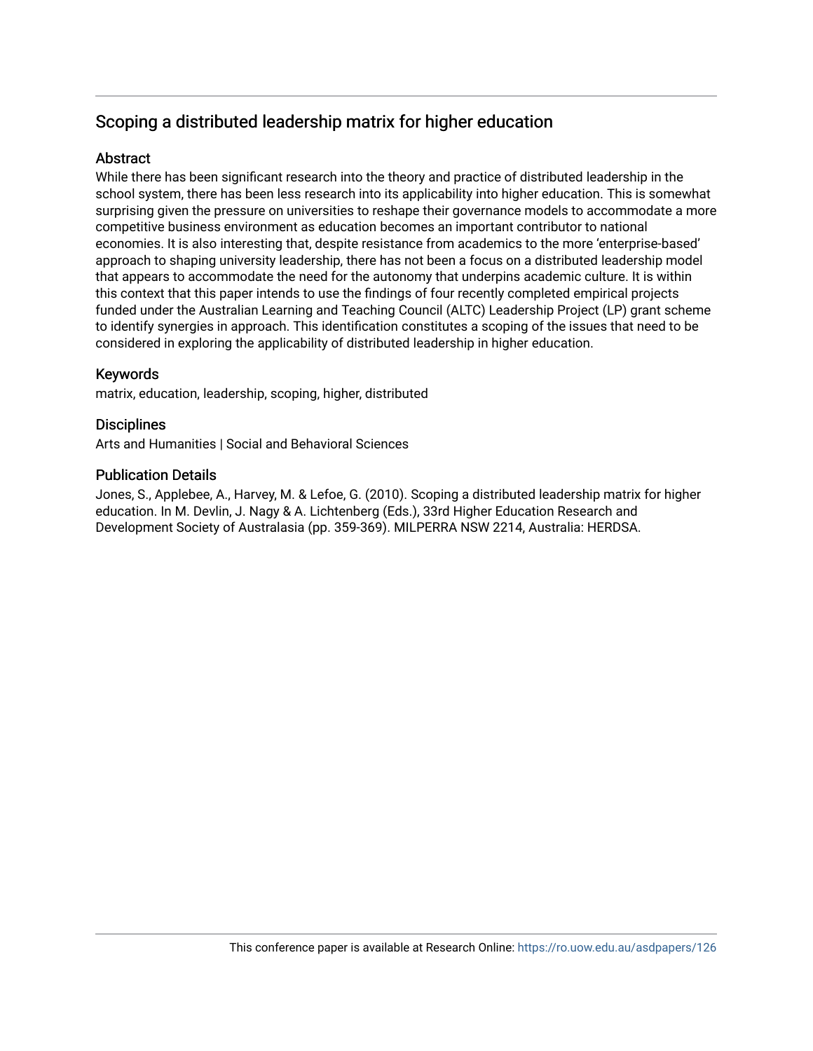## Scoping a distributed leadership matrix for higher education

### Abstract

While there has been significant research into the theory and practice of distributed leadership in the school system, there has been less research into its applicability into higher education. This is somewhat surprising given the pressure on universities to reshape their governance models to accommodate a more competitive business environment as education becomes an important contributor to national economies. It is also interesting that, despite resistance from academics to the more 'enterprise-based' approach to shaping university leadership, there has not been a focus on a distributed leadership model that appears to accommodate the need for the autonomy that underpins academic culture. It is within this context that this paper intends to use the findings of four recently completed empirical projects funded under the Australian Learning and Teaching Council (ALTC) Leadership Project (LP) grant scheme to identify synergies in approach. This identification constitutes a scoping of the issues that need to be considered in exploring the applicability of distributed leadership in higher education.

### Keywords

matrix, education, leadership, scoping, higher, distributed

### Disciplines

Arts and Humanities | Social and Behavioral Sciences

### Publication Details

Jones, S., Applebee, A., Harvey, M. & Lefoe, G. (2010). Scoping a distributed leadership matrix for higher education. In M. Devlin, J. Nagy & A. Lichtenberg (Eds.), 33rd Higher Education Research and Development Society of Australasia (pp. 359-369). MILPERRA NSW 2214, Australia: HERDSA.

This conference paper is available at Research Online: https://ro.uow.edu.au/asdpapers/126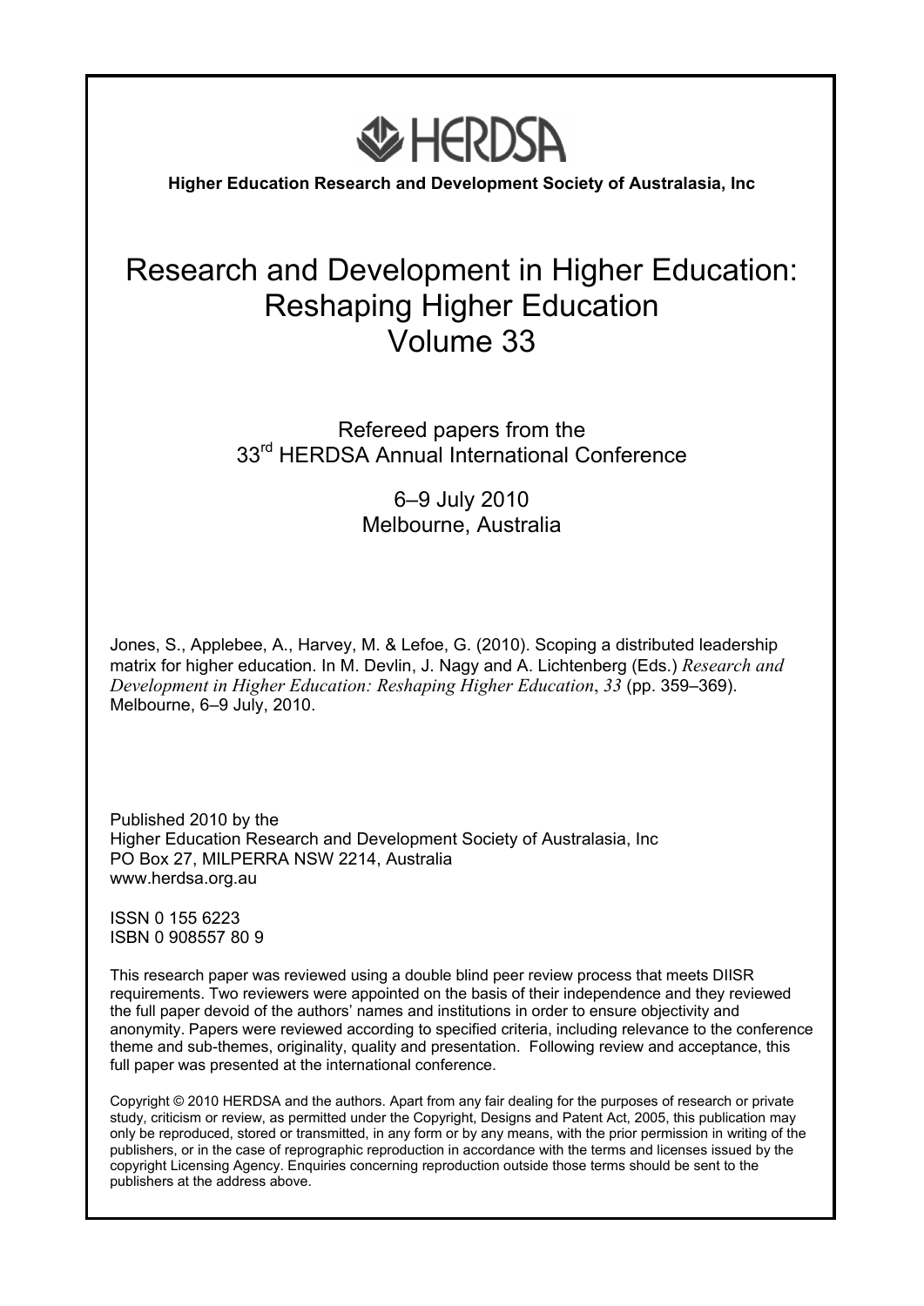HERDSA

**Higher Education Research and Development Society of Australasia, Inc**

# Research and Development in Higher Education: Reshaping Higher Education Volume 33

Refereed papers from the 33rd HERDSA Annual International Conference

6–9 July 2010
Melbourne, Australia

Jones, S., Applebee, A., Harvey, M. & Lefoe, G. (2010). Scoping a distributed leadership matrix for higher education. In M. Devlin, J. Nagy and A. Lichtenberg (Eds.) *Research and Development in Higher Education: Reshaping Higher Education*, *33* (pp. 359–369). Melbourne, 6–9 July, 2010.

Published 2010 by the
Higher Education Research and Development Society of Australasia, Inc
PO Box 27, MILPERRA NSW 2214, Australia
www.herdsa.org.au

ISSN 0 155 6223
ISBN 0 908557 80 9

This research paper was reviewed using a double blind peer review process that meets DIISR requirements. Two reviewers were appointed on the basis of their independence and they reviewed the full paper devoid of the authors' names and institutions in order to ensure objectivity and anonymity. Papers were reviewed according to specified criteria, including relevance to the conference theme and sub-themes, originality, quality and presentation. Following review and acceptance, this full paper was presented at the international conference.

Copyright © 2010 HERDSA and the authors. Apart from any fair dealing for the purposes of research or private study, criticism or review, as permitted under the Copyright, Designs and Patent Act, 2005, this publication may only be reproduced, stored or transmitted, in any form or by any means, with the prior permission in writing of the publishers, or in the case of reprographic reproduction in accordance with the terms and licenses issued by the copyright Licensing Agency. Enquiries concerning reproduction outside those terms should be sent to the publishers at the address above.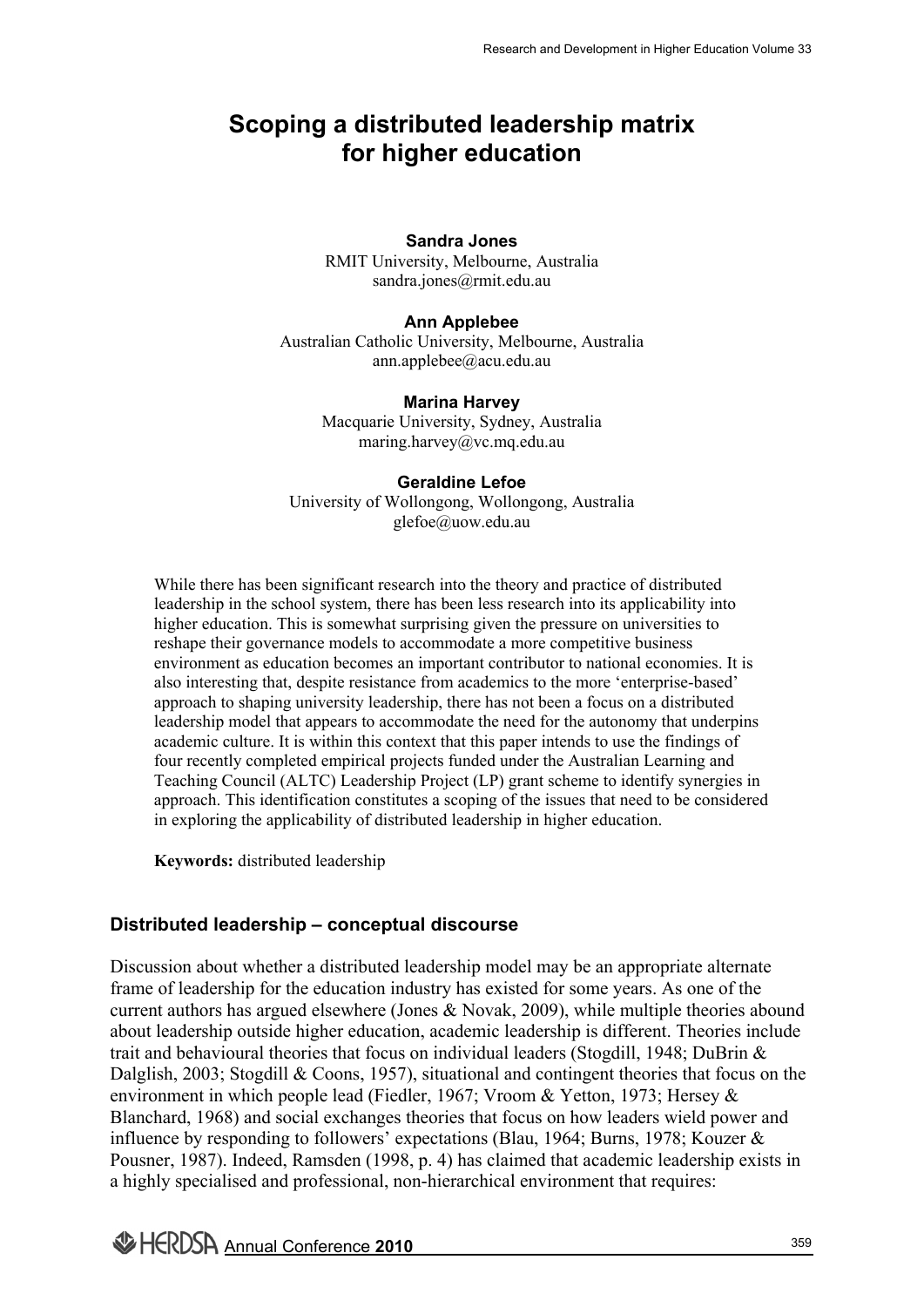# Scoping a distributed leadership matrix for higher education

**Sandra Jones**
RMIT University, Melbourne, Australia
sandra.jones@rmit.edu.au

**Ann Applebee**
Australian Catholic University, Melbourne, Australia
ann.applebee@acu.edu.au

**Marina Harvey**
Macquarie University, Sydney, Australia
maring.harvey@vc.mq.edu.au

**Geraldine Lefoe**
University of Wollongong, Wollongong, Australia
glefoe@uow.edu.au

While there has been significant research into the theory and practice of distributed leadership in the school system, there has been less research into its applicability into higher education. This is somewhat surprising given the pressure on universities to reshape their governance models to accommodate a more competitive business environment as education becomes an important contributor to national economies. It is also interesting that, despite resistance from academics to the more 'enterprise-based' approach to shaping university leadership, there has not been a focus on a distributed leadership model that appears to accommodate the need for the autonomy that underpins academic culture. It is within this context that this paper intends to use the findings of four recently completed empirical projects funded under the Australian Learning and Teaching Council (ALTC) Leadership Project (LP) grant scheme to identify synergies in approach. This identification constitutes a scoping of the issues that need to be considered in exploring the applicability of distributed leadership in higher education.

**Keywords:** distributed leadership

## Distributed leadership – conceptual discourse

Discussion about whether a distributed leadership model may be an appropriate alternate frame of leadership for the education industry has existed for some years. As one of the current authors has argued elsewhere (Jones & Novak, 2009), while multiple theories abound about leadership outside higher education, academic leadership is different. Theories include trait and behavioural theories that focus on individual leaders (Stogdill, 1948; DuBrin & Dalglish, 2003; Stogdill & Coons, 1957), situational and contingent theories that focus on the environment in which people lead (Fiedler, 1967; Vroom & Yetton, 1973; Hersey & Blanchard, 1968) and social exchanges theories that focus on how leaders wield power and influence by responding to followers' expectations (Blau, 1964; Burns, 1978; Kouzer & Pousner, 1987). Indeed, Ramsden (1998, p. 4) has claimed that academic leadership exists in a highly specialised and professional, non-hierarchical environment that requires: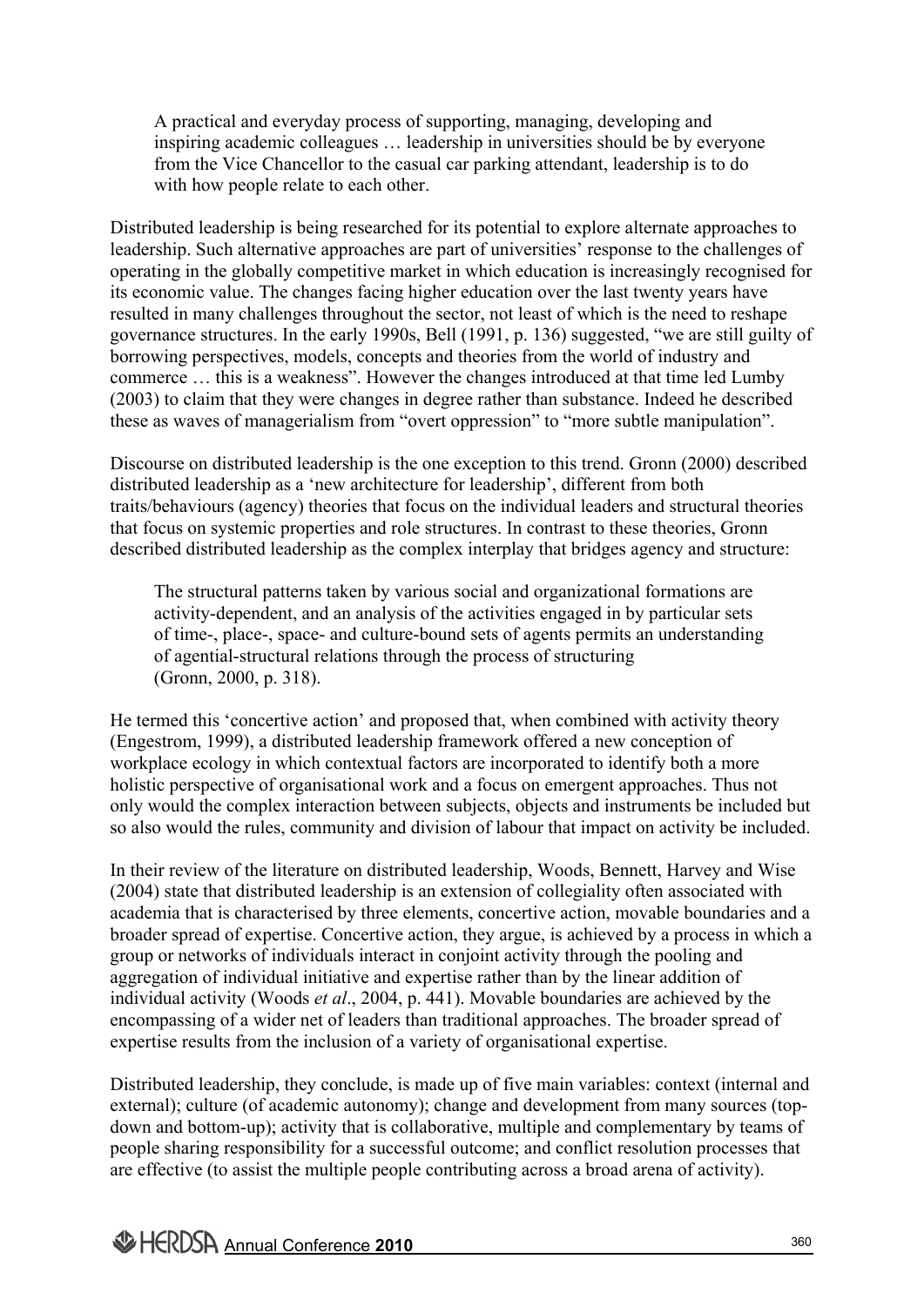> A practical and everyday process of supporting, managing, developing and inspiring academic colleagues … leadership in universities should be by everyone from the Vice Chancellor to the casual car parking attendant, leadership is to do with how people relate to each other.

Distributed leadership is being researched for its potential to explore alternate approaches to leadership. Such alternative approaches are part of universities' response to the challenges of operating in the globally competitive market in which education is increasingly recognised for its economic value. The changes facing higher education over the last twenty years have resulted in many challenges throughout the sector, not least of which is the need to reshape governance structures. In the early 1990s, Bell (1991, p. 136) suggested, "we are still guilty of borrowing perspectives, models, concepts and theories from the world of industry and commerce … this is a weakness". However the changes introduced at that time led Lumby (2003) to claim that they were changes in degree rather than substance. Indeed he described these as waves of managerialism from "overt oppression" to "more subtle manipulation".

Discourse on distributed leadership is the one exception to this trend. Gronn (2000) described distributed leadership as a 'new architecture for leadership', different from both traits/behaviours (agency) theories that focus on the individual leaders and structural theories that focus on systemic properties and role structures. In contrast to these theories, Gronn described distributed leadership as the complex interplay that bridges agency and structure:

> The structural patterns taken by various social and organizational formations are activity-dependent, and an analysis of the activities engaged in by particular sets of time-, place-, space- and culture-bound sets of agents permits an understanding of agential-structural relations through the process of structuring (Gronn, 2000, p. 318).

He termed this 'concertive action' and proposed that, when combined with activity theory (Engestrom, 1999), a distributed leadership framework offered a new conception of workplace ecology in which contextual factors are incorporated to identify both a more holistic perspective of organisational work and a focus on emergent approaches. Thus not only would the complex interaction between subjects, objects and instruments be included but so also would the rules, community and division of labour that impact on activity be included.

In their review of the literature on distributed leadership, Woods, Bennett, Harvey and Wise (2004) state that distributed leadership is an extension of collegiality often associated with academia that is characterised by three elements, concertive action, movable boundaries and a broader spread of expertise. Concertive action, they argue, is achieved by a process in which a group or networks of individuals interact in conjoint activity through the pooling and aggregation of individual initiative and expertise rather than by the linear addition of individual activity (Woods *et al*., 2004, p. 441). Movable boundaries are achieved by the encompassing of a wider net of leaders than traditional approaches. The broader spread of expertise results from the inclusion of a variety of organisational expertise.

Distributed leadership, they conclude, is made up of five main variables: context (internal and external); culture (of academic autonomy); change and development from many sources (top-down and bottom-up); activity that is collaborative, multiple and complementary by teams of people sharing responsibility for a successful outcome; and conflict resolution processes that are effective (to assist the multiple people contributing across a broad arena of activity).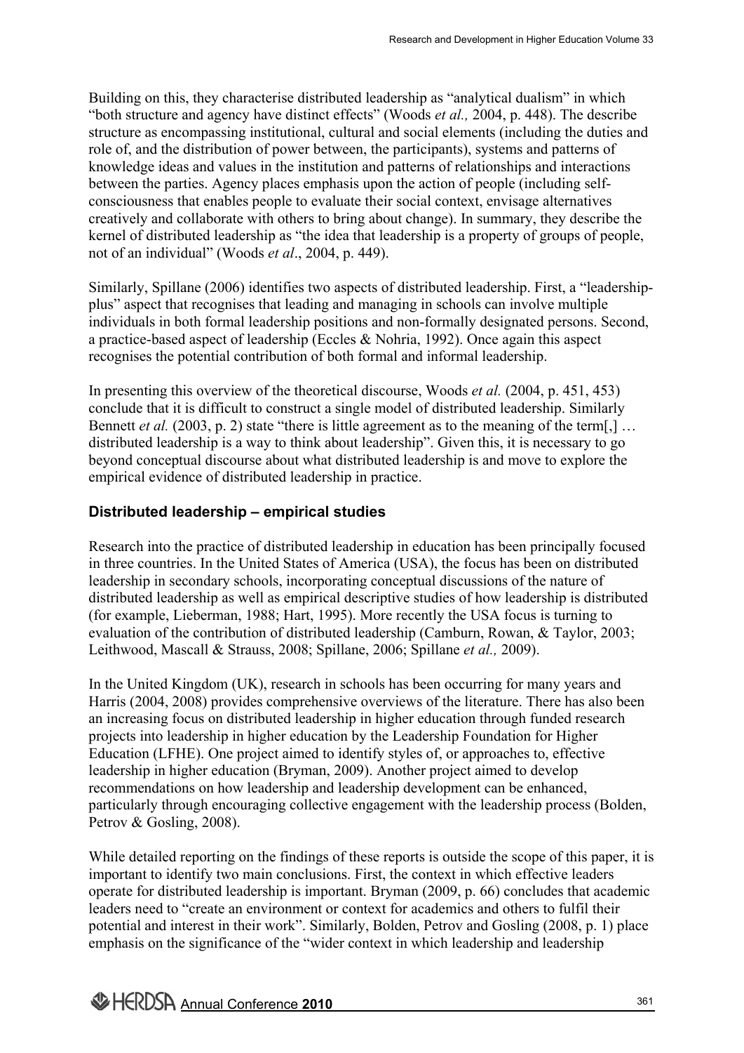Building on this, they characterise distributed leadership as "analytical dualism" in which "both structure and agency have distinct effects" (Woods *et al.,* 2004, p. 448). The describe structure as encompassing institutional, cultural and social elements (including the duties and role of, and the distribution of power between, the participants), systems and patterns of knowledge ideas and values in the institution and patterns of relationships and interactions between the parties. Agency places emphasis upon the action of people (including self-consciousness that enables people to evaluate their social context, envisage alternatives creatively and collaborate with others to bring about change). In summary, they describe the kernel of distributed leadership as "the idea that leadership is a property of groups of people, not of an individual" (Woods *et al*., 2004, p. 449).

Similarly, Spillane (2006) identifies two aspects of distributed leadership. First, a "leadership-plus" aspect that recognises that leading and managing in schools can involve multiple individuals in both formal leadership positions and non-formally designated persons. Second, a practice-based aspect of leadership (Eccles & Nohria, 1992). Once again this aspect recognises the potential contribution of both formal and informal leadership.

In presenting this overview of the theoretical discourse, Woods *et al.* (2004, p. 451, 453) conclude that it is difficult to construct a single model of distributed leadership. Similarly Bennett *et al.* (2003, p. 2) state "there is little agreement as to the meaning of the term[,] … distributed leadership is a way to think about leadership". Given this, it is necessary to go beyond conceptual discourse about what distributed leadership is and move to explore the empirical evidence of distributed leadership in practice.

## Distributed leadership – empirical studies

Research into the practice of distributed leadership in education has been principally focused in three countries. In the United States of America (USA), the focus has been on distributed leadership in secondary schools, incorporating conceptual discussions of the nature of distributed leadership as well as empirical descriptive studies of how leadership is distributed (for example, Lieberman, 1988; Hart, 1995). More recently the USA focus is turning to evaluation of the contribution of distributed leadership (Camburn, Rowan, & Taylor, 2003; Leithwood, Mascall & Strauss, 2008; Spillane, 2006; Spillane *et al.,* 2009).

In the United Kingdom (UK), research in schools has been occurring for many years and Harris (2004, 2008) provides comprehensive overviews of the literature. There has also been an increasing focus on distributed leadership in higher education through funded research projects into leadership in higher education by the Leadership Foundation for Higher Education (LFHE). One project aimed to identify styles of, or approaches to, effective leadership in higher education (Bryman, 2009). Another project aimed to develop recommendations on how leadership and leadership development can be enhanced, particularly through encouraging collective engagement with the leadership process (Bolden, Petrov & Gosling, 2008).

While detailed reporting on the findings of these reports is outside the scope of this paper, it is important to identify two main conclusions. First, the context in which effective leaders operate for distributed leadership is important. Bryman (2009, p. 66) concludes that academic leaders need to "create an environment or context for academics and others to fulfil their potential and interest in their work". Similarly, Bolden, Petrov and Gosling (2008, p. 1) place emphasis on the significance of the "wider context in which leadership and leadership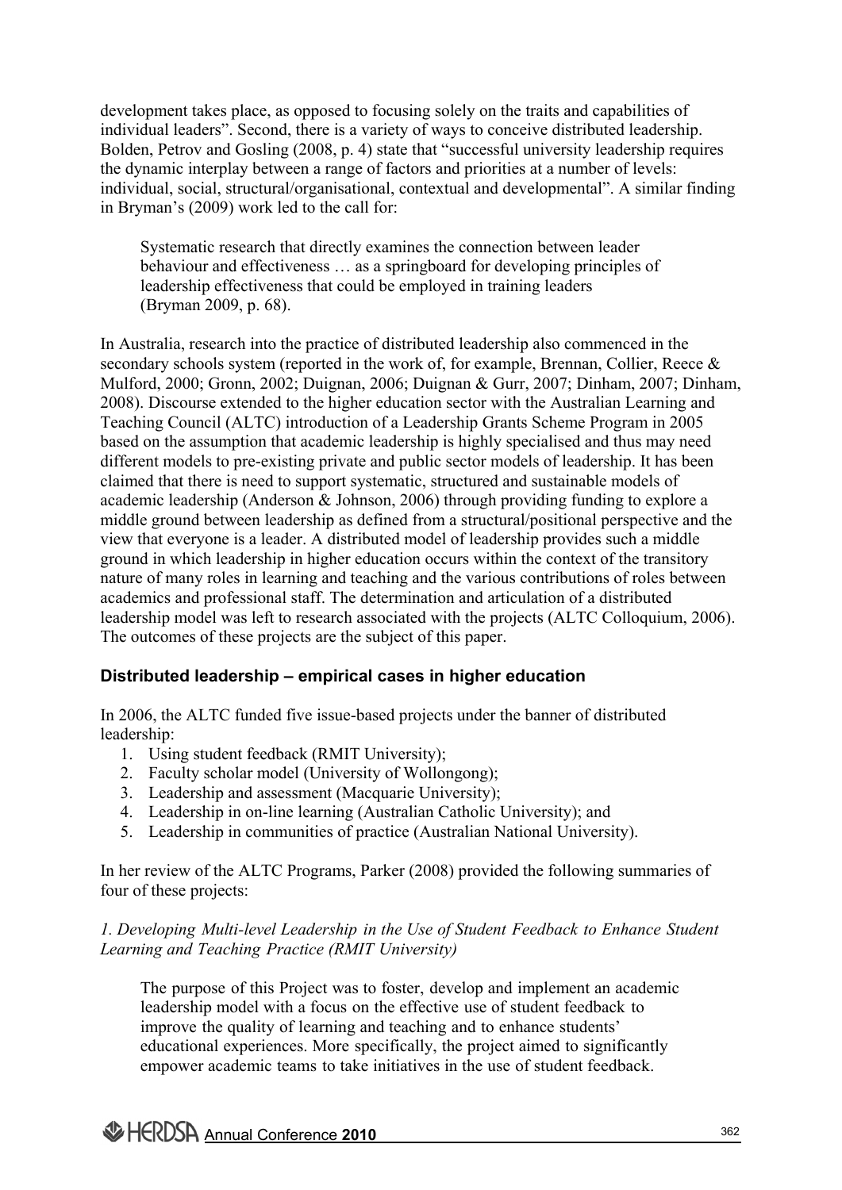development takes place, as opposed to focusing solely on the traits and capabilities of individual leaders". Second, there is a variety of ways to conceive distributed leadership. Bolden, Petrov and Gosling (2008, p. 4) state that "successful university leadership requires the dynamic interplay between a range of factors and priorities at a number of levels: individual, social, structural/organisational, contextual and developmental". A similar finding in Bryman's (2009) work led to the call for:

> Systematic research that directly examines the connection between leader behaviour and effectiveness … as a springboard for developing principles of leadership effectiveness that could be employed in training leaders (Bryman 2009, p. 68).

In Australia, research into the practice of distributed leadership also commenced in the secondary schools system (reported in the work of, for example, Brennan, Collier, Reece & Mulford, 2000; Gronn, 2002; Duignan, 2006; Duignan & Gurr, 2007; Dinham, 2007; Dinham, 2008). Discourse extended to the higher education sector with the Australian Learning and Teaching Council (ALTC) introduction of a Leadership Grants Scheme Program in 2005 based on the assumption that academic leadership is highly specialised and thus may need different models to pre-existing private and public sector models of leadership. It has been claimed that there is need to support systematic, structured and sustainable models of academic leadership (Anderson & Johnson, 2006) through providing funding to explore a middle ground between leadership as defined from a structural/positional perspective and the view that everyone is a leader. A distributed model of leadership provides such a middle ground in which leadership in higher education occurs within the context of the transitory nature of many roles in learning and teaching and the various contributions of roles between academics and professional staff. The determination and articulation of a distributed leadership model was left to research associated with the projects (ALTC Colloquium, 2006). The outcomes of these projects are the subject of this paper.

## Distributed leadership – empirical cases in higher education

In 2006, the ALTC funded five issue-based projects under the banner of distributed leadership:

1. Using student feedback (RMIT University);
2. Faculty scholar model (University of Wollongong);
3. Leadership and assessment (Macquarie University);
4. Leadership in on-line learning (Australian Catholic University); and
5. Leadership in communities of practice (Australian National University).

In her review of the ALTC Programs, Parker (2008) provided the following summaries of four of these projects:

*1. Developing Multi-level Leadership in the Use of Student Feedback to Enhance Student Learning and Teaching Practice (RMIT University)*

> The purpose of this Project was to foster, develop and implement an academic leadership model with a focus on the effective use of student feedback to improve the quality of learning and teaching and to enhance students' educational experiences. More specifically, the project aimed to significantly empower academic teams to take initiatives in the use of student feedback.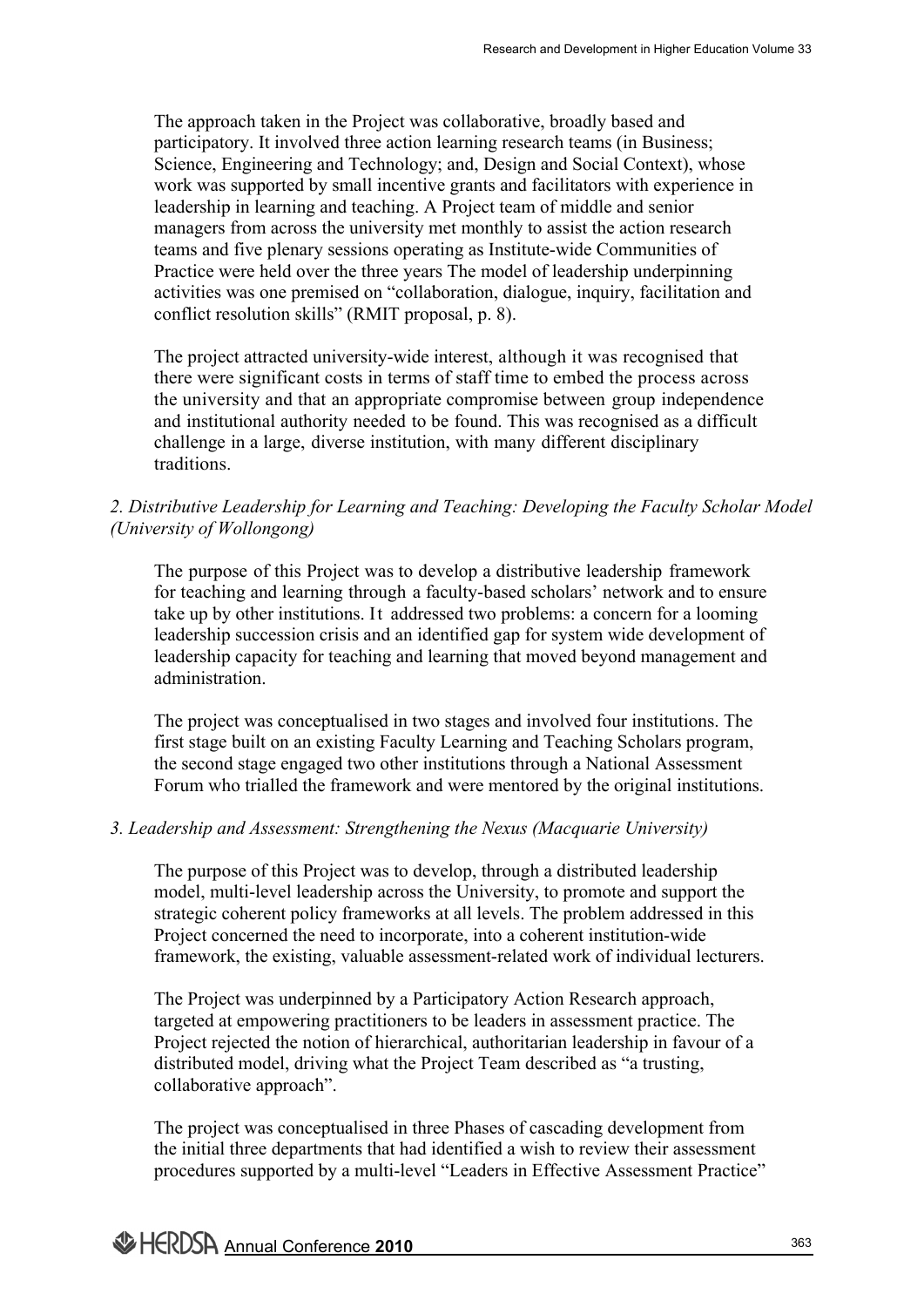The approach taken in the Project was collaborative, broadly based and participatory. It involved three action learning research teams (in Business; Science, Engineering and Technology; and, Design and Social Context), whose work was supported by small incentive grants and facilitators with experience in leadership in learning and teaching. A Project team of middle and senior managers from across the university met monthly to assist the action research teams and five plenary sessions operating as Institute-wide Communities of Practice were held over the three years The model of leadership underpinning activities was one premised on "collaboration, dialogue, inquiry, facilitation and conflict resolution skills" (RMIT proposal, p. 8).

The project attracted university-wide interest, although it was recognised that there were significant costs in terms of staff time to embed the process across the university and that an appropriate compromise between group independence and institutional authority needed to be found. This was recognised as a difficult challenge in a large, diverse institution, with many different disciplinary traditions.

*2. Distributive Leadership for Learning and Teaching: Developing the Faculty Scholar Model (University of Wollongong)*

The purpose of this Project was to develop a distributive leadership framework for teaching and learning through a faculty-based scholars' network and to ensure take up by other institutions. It addressed two problems: a concern for a looming leadership succession crisis and an identified gap for system wide development of leadership capacity for teaching and learning that moved beyond management and administration.

The project was conceptualised in two stages and involved four institutions. The first stage built on an existing Faculty Learning and Teaching Scholars program, the second stage engaged two other institutions through a National Assessment Forum who trialled the framework and were mentored by the original institutions.

*3. Leadership and Assessment: Strengthening the Nexus (Macquarie University)*

The purpose of this Project was to develop, through a distributed leadership model, multi-level leadership across the University, to promote and support the strategic coherent policy frameworks at all levels. The problem addressed in this Project concerned the need to incorporate, into a coherent institution-wide framework, the existing, valuable assessment-related work of individual lecturers.

The Project was underpinned by a Participatory Action Research approach, targeted at empowering practitioners to be leaders in assessment practice. The Project rejected the notion of hierarchical, authoritarian leadership in favour of a distributed model, driving what the Project Team described as "a trusting, collaborative approach".

The project was conceptualised in three Phases of cascading development from the initial three departments that had identified a wish to review their assessment procedures supported by a multi-level "Leaders in Effective Assessment Practice"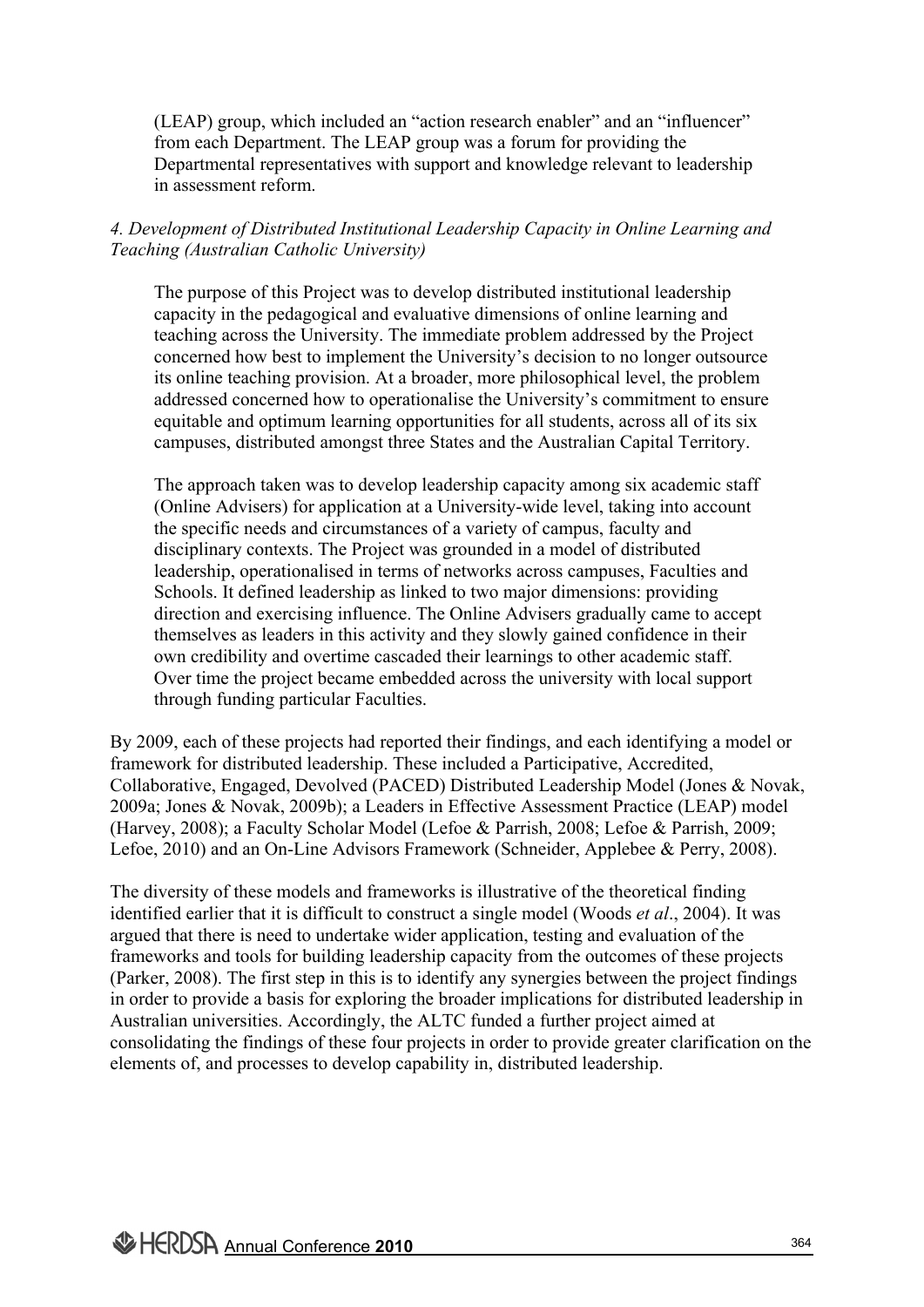(LEAP) group, which included an "action research enabler" and an "influencer" from each Department. The LEAP group was a forum for providing the Departmental representatives with support and knowledge relevant to leadership in assessment reform.

*4. Development of Distributed Institutional Leadership Capacity in Online Learning and Teaching (Australian Catholic University)*

The purpose of this Project was to develop distributed institutional leadership capacity in the pedagogical and evaluative dimensions of online learning and teaching across the University. The immediate problem addressed by the Project concerned how best to implement the University's decision to no longer outsource its online teaching provision. At a broader, more philosophical level, the problem addressed concerned how to operationalise the University's commitment to ensure equitable and optimum learning opportunities for all students, across all of its six campuses, distributed amongst three States and the Australian Capital Territory.

The approach taken was to develop leadership capacity among six academic staff (Online Advisers) for application at a University-wide level, taking into account the specific needs and circumstances of a variety of campus, faculty and disciplinary contexts. The Project was grounded in a model of distributed leadership, operationalised in terms of networks across campuses, Faculties and Schools. It defined leadership as linked to two major dimensions: providing direction and exercising influence. The Online Advisers gradually came to accept themselves as leaders in this activity and they slowly gained confidence in their own credibility and overtime cascaded their learnings to other academic staff. Over time the project became embedded across the university with local support through funding particular Faculties.

By 2009, each of these projects had reported their findings, and each identifying a model or framework for distributed leadership. These included a Participative, Accredited, Collaborative, Engaged, Devolved (PACED) Distributed Leadership Model (Jones & Novak, 2009a; Jones & Novak, 2009b); a Leaders in Effective Assessment Practice (LEAP) model (Harvey, 2008); a Faculty Scholar Model (Lefoe & Parrish, 2008; Lefoe & Parrish, 2009; Lefoe, 2010) and an On-Line Advisors Framework (Schneider, Applebee & Perry, 2008).

The diversity of these models and frameworks is illustrative of the theoretical finding identified earlier that it is difficult to construct a single model (Woods *et al*., 2004). It was argued that there is need to undertake wider application, testing and evaluation of the frameworks and tools for building leadership capacity from the outcomes of these projects (Parker, 2008). The first step in this is to identify any synergies between the project findings in order to provide a basis for exploring the broader implications for distributed leadership in Australian universities. Accordingly, the ALTC funded a further project aimed at consolidating the findings of these four projects in order to provide greater clarification on the elements of, and processes to develop capability in, distributed leadership.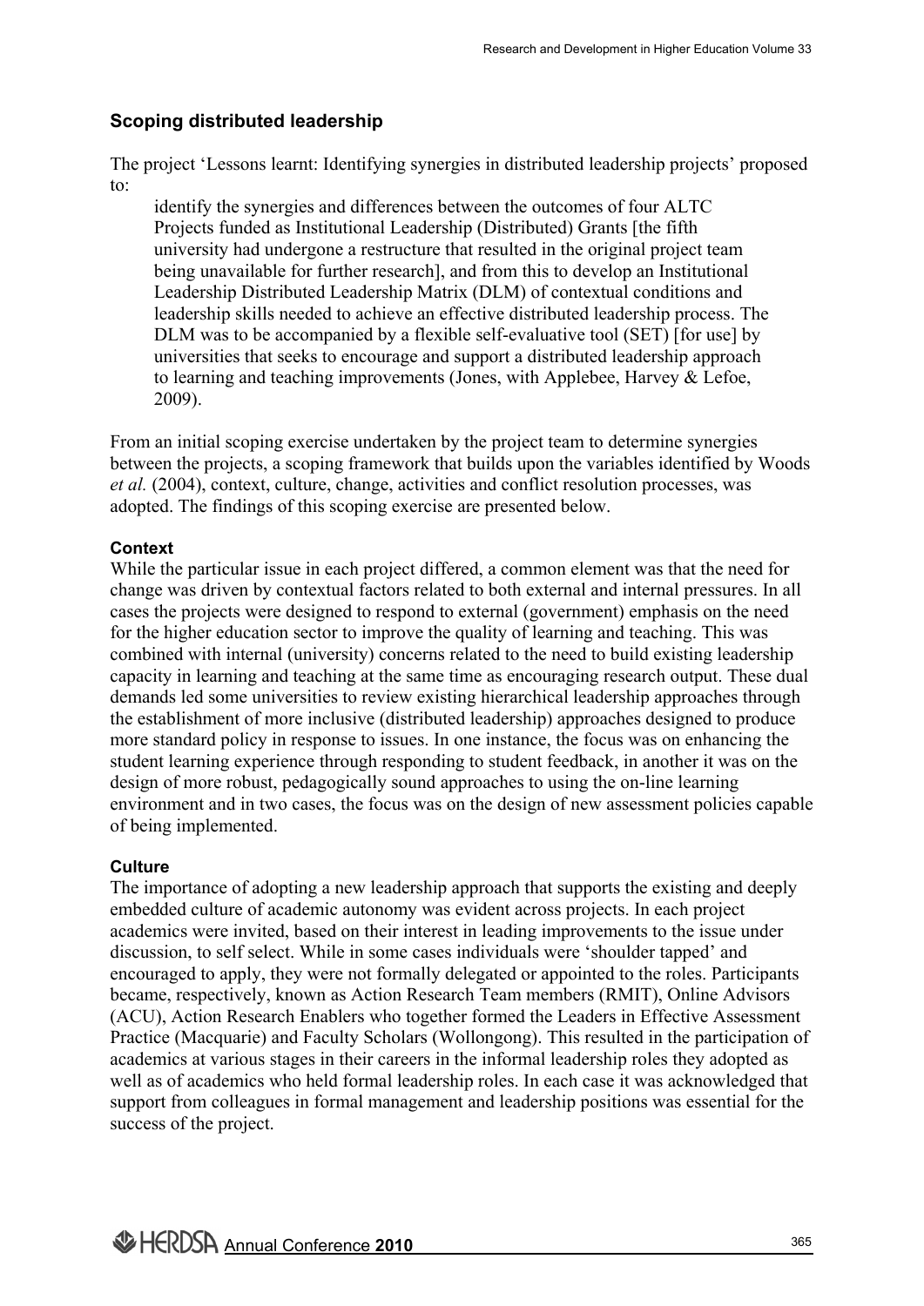## Scoping distributed leadership

The project 'Lessons learnt: Identifying synergies in distributed leadership projects' proposed to:

> identify the synergies and differences between the outcomes of four ALTC Projects funded as Institutional Leadership (Distributed) Grants [the fifth university had undergone a restructure that resulted in the original project team being unavailable for further research], and from this to develop an Institutional Leadership Distributed Leadership Matrix (DLM) of contextual conditions and leadership skills needed to achieve an effective distributed leadership process. The DLM was to be accompanied by a flexible self-evaluative tool (SET) [for use] by universities that seeks to encourage and support a distributed leadership approach to learning and teaching improvements (Jones, with Applebee, Harvey & Lefoe, 2009).

From an initial scoping exercise undertaken by the project team to determine synergies between the projects, a scoping framework that builds upon the variables identified by Woods *et al.* (2004), context, culture, change, activities and conflict resolution processes, was adopted. The findings of this scoping exercise are presented below.

### Context

While the particular issue in each project differed, a common element was that the need for change was driven by contextual factors related to both external and internal pressures. In all cases the projects were designed to respond to external (government) emphasis on the need for the higher education sector to improve the quality of learning and teaching. This was combined with internal (university) concerns related to the need to build existing leadership capacity in learning and teaching at the same time as encouraging research output. These dual demands led some universities to review existing hierarchical leadership approaches through the establishment of more inclusive (distributed leadership) approaches designed to produce more standard policy in response to issues. In one instance, the focus was on enhancing the student learning experience through responding to student feedback, in another it was on the design of more robust, pedagogically sound approaches to using the on-line learning environment and in two cases, the focus was on the design of new assessment policies capable of being implemented.

### Culture

The importance of adopting a new leadership approach that supports the existing and deeply embedded culture of academic autonomy was evident across projects. In each project academics were invited, based on their interest in leading improvements to the issue under discussion, to self select. While in some cases individuals were 'shoulder tapped' and encouraged to apply, they were not formally delegated or appointed to the roles. Participants became, respectively, known as Action Research Team members (RMIT), Online Advisors (ACU), Action Research Enablers who together formed the Leaders in Effective Assessment Practice (Macquarie) and Faculty Scholars (Wollongong). This resulted in the participation of academics at various stages in their careers in the informal leadership roles they adopted as well as of academics who held formal leadership roles. In each case it was acknowledged that support from colleagues in formal management and leadership positions was essential for the success of the project.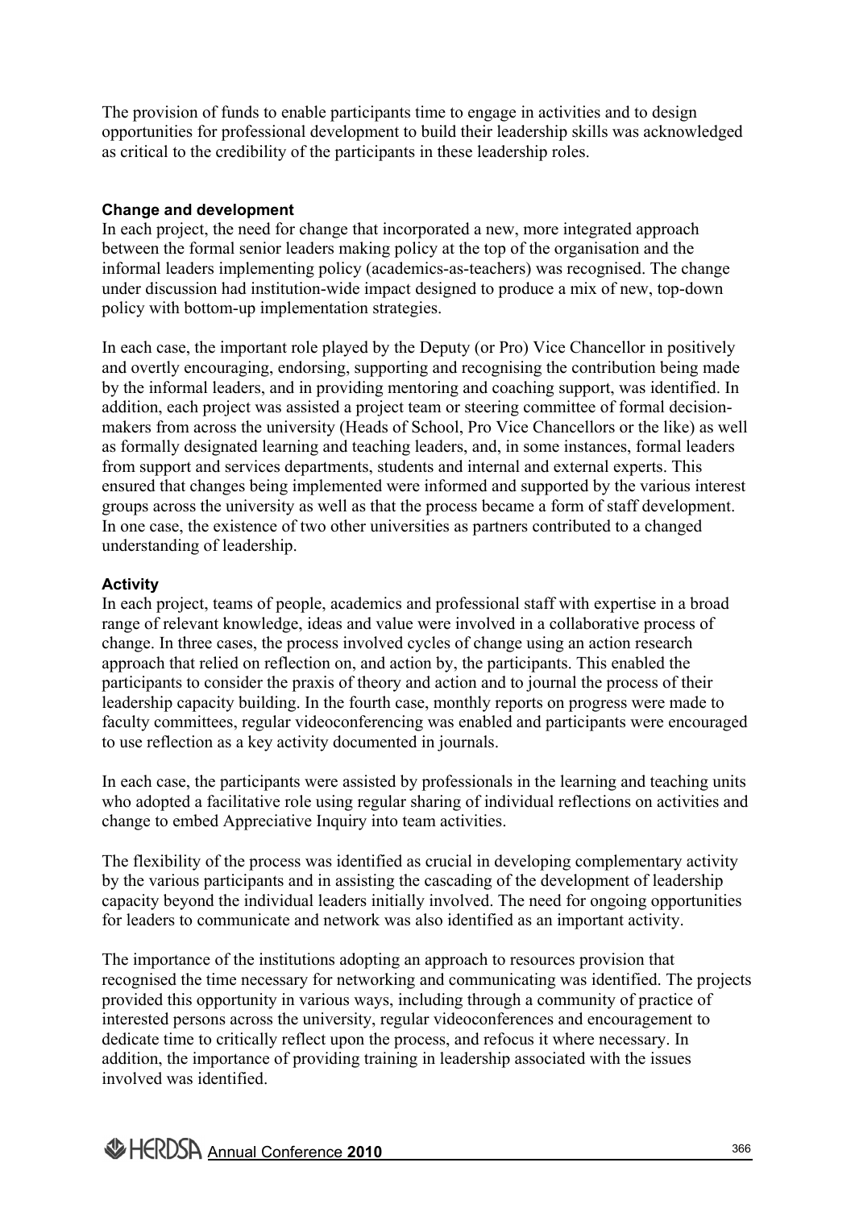The provision of funds to enable participants time to engage in activities and to design opportunities for professional development to build their leadership skills was acknowledged as critical to the credibility of the participants in these leadership roles.

### Change and development

In each project, the need for change that incorporated a new, more integrated approach between the formal senior leaders making policy at the top of the organisation and the informal leaders implementing policy (academics-as-teachers) was recognised. The change under discussion had institution-wide impact designed to produce a mix of new, top-down policy with bottom-up implementation strategies.

In each case, the important role played by the Deputy (or Pro) Vice Chancellor in positively and overtly encouraging, endorsing, supporting and recognising the contribution being made by the informal leaders, and in providing mentoring and coaching support, was identified. In addition, each project was assisted a project team or steering committee of formal decision-makers from across the university (Heads of School, Pro Vice Chancellors or the like) as well as formally designated learning and teaching leaders, and, in some instances, formal leaders from support and services departments, students and internal and external experts. This ensured that changes being implemented were informed and supported by the various interest groups across the university as well as that the process became a form of staff development. In one case, the existence of two other universities as partners contributed to a changed understanding of leadership.

### Activity

In each project, teams of people, academics and professional staff with expertise in a broad range of relevant knowledge, ideas and value were involved in a collaborative process of change. In three cases, the process involved cycles of change using an action research approach that relied on reflection on, and action by, the participants. This enabled the participants to consider the praxis of theory and action and to journal the process of their leadership capacity building. In the fourth case, monthly reports on progress were made to faculty committees, regular videoconferencing was enabled and participants were encouraged to use reflection as a key activity documented in journals.

In each case, the participants were assisted by professionals in the learning and teaching units who adopted a facilitative role using regular sharing of individual reflections on activities and change to embed Appreciative Inquiry into team activities.

The flexibility of the process was identified as crucial in developing complementary activity by the various participants and in assisting the cascading of the development of leadership capacity beyond the individual leaders initially involved. The need for ongoing opportunities for leaders to communicate and network was also identified as an important activity.

The importance of the institutions adopting an approach to resources provision that recognised the time necessary for networking and communicating was identified. The projects provided this opportunity in various ways, including through a community of practice of interested persons across the university, regular videoconferences and encouragement to dedicate time to critically reflect upon the process, and refocus it where necessary. In addition, the importance of providing training in leadership associated with the issues involved was identified.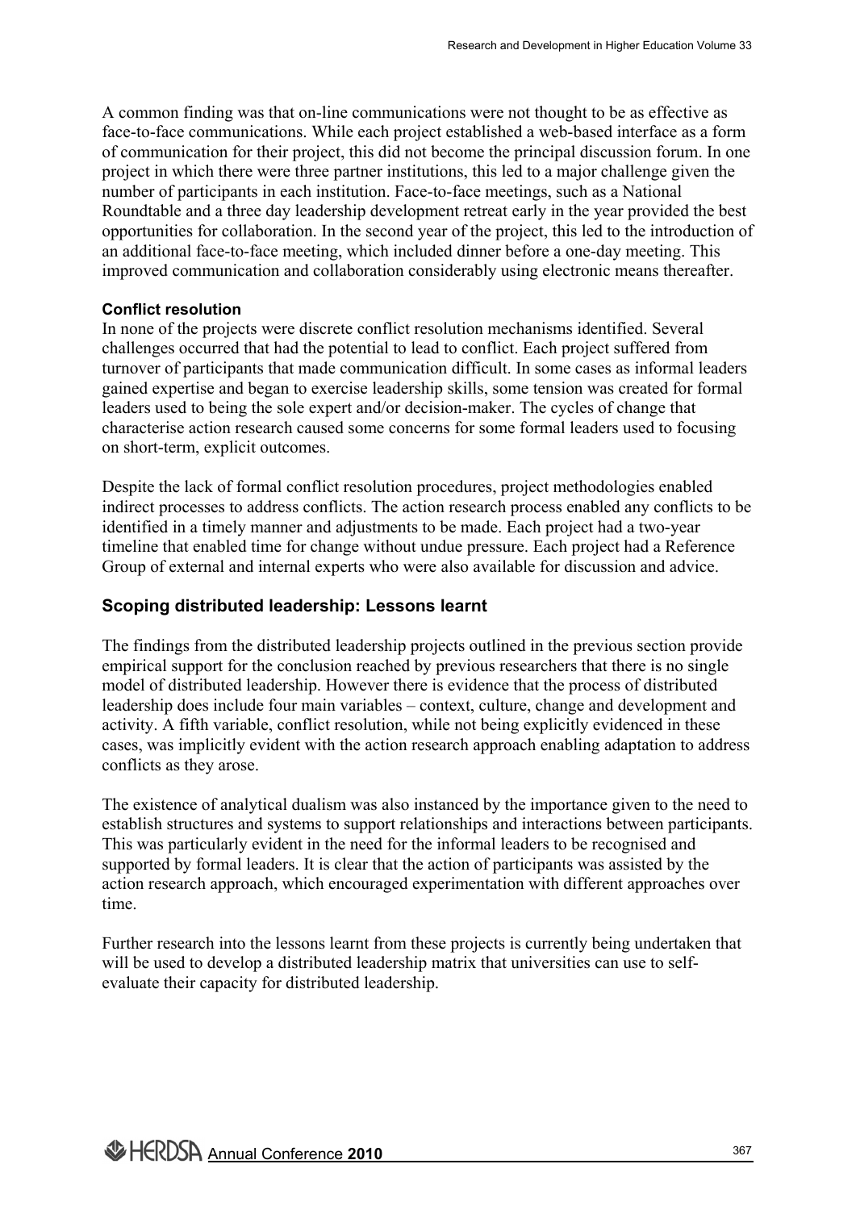A common finding was that on-line communications were not thought to be as effective as face-to-face communications. While each project established a web-based interface as a form of communication for their project, this did not become the principal discussion forum. In one project in which there were three partner institutions, this led to a major challenge given the number of participants in each institution. Face-to-face meetings, such as a National Roundtable and a three day leadership development retreat early in the year provided the best opportunities for collaboration. In the second year of the project, this led to the introduction of an additional face-to-face meeting, which included dinner before a one-day meeting. This improved communication and collaboration considerably using electronic means thereafter.

#### Conflict resolution

In none of the projects were discrete conflict resolution mechanisms identified. Several challenges occurred that had the potential to lead to conflict. Each project suffered from turnover of participants that made communication difficult. In some cases as informal leaders gained expertise and began to exercise leadership skills, some tension was created for formal leaders used to being the sole expert and/or decision-maker. The cycles of change that characterise action research caused some concerns for some formal leaders used to focusing on short-term, explicit outcomes.

Despite the lack of formal conflict resolution procedures, project methodologies enabled indirect processes to address conflicts. The action research process enabled any conflicts to be identified in a timely manner and adjustments to be made. Each project had a two-year timeline that enabled time for change without undue pressure. Each project had a Reference Group of external and internal experts who were also available for discussion and advice.

### Scoping distributed leadership: Lessons learnt

The findings from the distributed leadership projects outlined in the previous section provide empirical support for the conclusion reached by previous researchers that there is no single model of distributed leadership. However there is evidence that the process of distributed leadership does include four main variables – context, culture, change and development and activity. A fifth variable, conflict resolution, while not being explicitly evidenced in these cases, was implicitly evident with the action research approach enabling adaptation to address conflicts as they arose.

The existence of analytical dualism was also instanced by the importance given to the need to establish structures and systems to support relationships and interactions between participants. This was particularly evident in the need for the informal leaders to be recognised and supported by formal leaders. It is clear that the action of participants was assisted by the action research approach, which encouraged experimentation with different approaches over time.

Further research into the lessons learnt from these projects is currently being undertaken that will be used to develop a distributed leadership matrix that universities can use to self-evaluate their capacity for distributed leadership.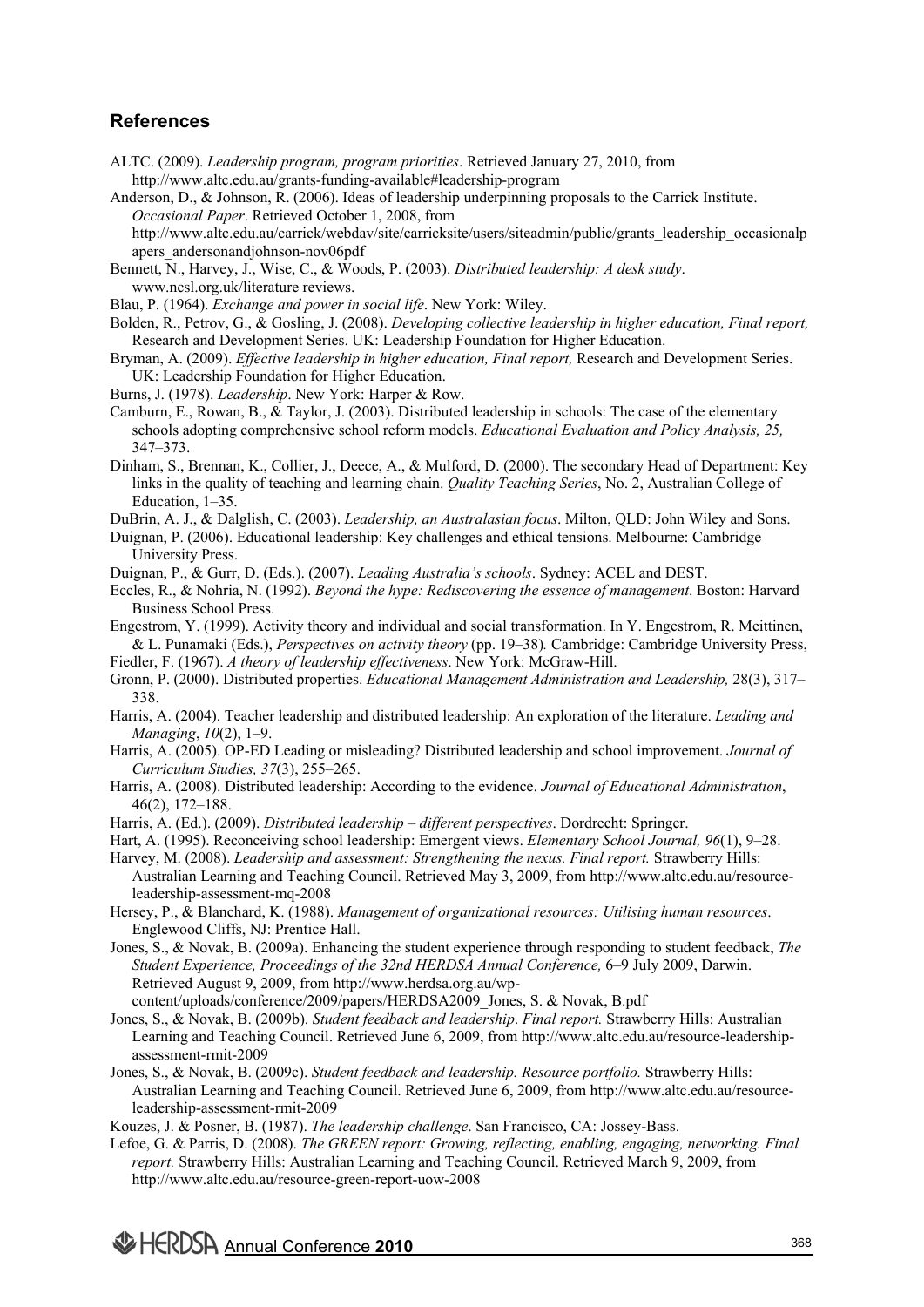## References

ALTC. (2009). *Leadership program, program priorities*. Retrieved January 27, 2010, from http://www.altc.edu.au/grants-funding-available#leadership-program

Anderson, D., & Johnson, R. (2006). Ideas of leadership underpinning proposals to the Carrick Institute. *Occasional Paper*. Retrieved October 1, 2008, from http://www.altc.edu.au/carrick/webdav/site/carricksite/users/siteadmin/public/grants_leadership_occasionalpapers_andersonandjohnson-nov06pdf

Bennett, N., Harvey, J., Wise, C., & Woods, P. (2003). *Distributed leadership: A desk study*. www.ncsl.org.uk/literature reviews.

Blau, P. (1964). *Exchange and power in social life*. New York: Wiley.

Bolden, R., Petrov, G., & Gosling, J. (2008). *Developing collective leadership in higher education, Final report,* Research and Development Series. UK: Leadership Foundation for Higher Education.

Bryman, A. (2009). *Effective leadership in higher education, Final report,* Research and Development Series. UK: Leadership Foundation for Higher Education.

Burns, J. (1978). *Leadership*. New York: Harper & Row.

Camburn, E., Rowan, B., & Taylor, J. (2003). Distributed leadership in schools: The case of the elementary schools adopting comprehensive school reform models. *Educational Evaluation and Policy Analysis, 25,* 347–373.

Dinham, S., Brennan, K., Collier, J., Deece, A., & Mulford, D. (2000). The secondary Head of Department: Key links in the quality of teaching and learning chain. *Quality Teaching Series*, No. 2, Australian College of Education, 1–35.

DuBrin, A. J., & Dalglish, C. (2003). *Leadership, an Australasian focus*. Milton, QLD: John Wiley and Sons.

Duignan, P. (2006). Educational leadership: Key challenges and ethical tensions. Melbourne: Cambridge University Press.

Duignan, P., & Gurr, D. (Eds.). (2007). *Leading Australia's schools*. Sydney: ACEL and DEST.

Eccles, R., & Nohria, N. (1992). *Beyond the hype: Rediscovering the essence of management*. Boston: Harvard Business School Press.

Engestrom, Y. (1999). Activity theory and individual and social transformation. In Y. Engestrom, R. Meittinen, & L. Punamaki (Eds.), *Perspectives on activity theory* (pp. 19–38)*.* Cambridge: Cambridge University Press,

Fiedler, F. (1967). *A theory of leadership effectiveness*. New York: McGraw-Hill.

Gronn, P. (2000). Distributed properties. *Educational Management Administration and Leadership,* 28(3), 317–338.

Harris, A. (2004). Teacher leadership and distributed leadership: An exploration of the literature. *Leading and Managing*, *10*(2), 1–9.

Harris, A. (2005). OP-ED Leading or misleading? Distributed leadership and school improvement. *Journal of Curriculum Studies, 37*(3), 255–265.

Harris, A. (2008). Distributed leadership: According to the evidence. *Journal of Educational Administration*, 46(2), 172–188.

Harris, A. (Ed.). (2009). *Distributed leadership – different perspectives*. Dordrecht: Springer.

Hart, A. (1995). Reconceiving school leadership: Emergent views. *Elementary School Journal, 96*(1), 9–28.

Harvey, M. (2008). *Leadership and assessment: Strengthening the nexus. Final report.* Strawberry Hills: Australian Learning and Teaching Council. Retrieved May 3, 2009, from http://www.altc.edu.au/resource-leadership-assessment-mq-2008

Hersey, P., & Blanchard, K. (1988). *Management of organizational resources: Utilising human resources*. Englewood Cliffs, NJ: Prentice Hall.

Jones, S., & Novak, B. (2009a). Enhancing the student experience through responding to student feedback, *The Student Experience, Proceedings of the 32nd HERDSA Annual Conference,* 6–9 July 2009, Darwin. Retrieved August 9, 2009, from http://www.herdsa.org.au/wp-content/uploads/conference/2009/papers/HERDSA2009_Jones, S. & Novak, B.pdf

Jones, S., & Novak, B. (2009b). *Student feedback and leadership*. *Final report.* Strawberry Hills: Australian Learning and Teaching Council. Retrieved June 6, 2009, from http://www.altc.edu.au/resource-leadership-assessment-rmit-2009

Jones, S., & Novak, B. (2009c). *Student feedback and leadership. Resource portfolio.* Strawberry Hills: Australian Learning and Teaching Council. Retrieved June 6, 2009, from http://www.altc.edu.au/resource-leadership-assessment-rmit-2009

Kouzes, J. & Posner, B. (1987). *The leadership challenge*. San Francisco, CA: Jossey-Bass.

Lefoe, G. & Parris, D. (2008). *The GREEN report: Growing, reflecting, enabling, engaging, networking. Final report.* Strawberry Hills: Australian Learning and Teaching Council. Retrieved March 9, 2009, from http://www.altc.edu.au/resource-green-report-uow-2008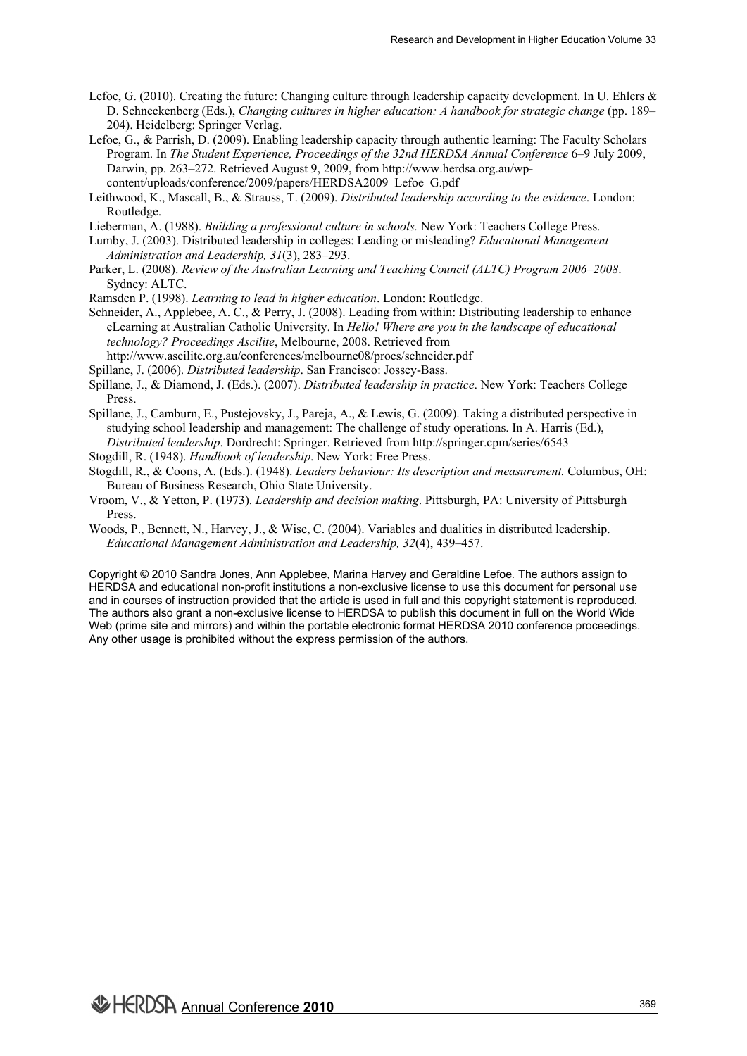Lefoe, G. (2010). Creating the future: Changing culture through leadership capacity development. In U. Ehlers & D. Schneckenberg (Eds.), *Changing cultures in higher education: A handbook for strategic change* (pp. 189–204). Heidelberg: Springer Verlag.

Lefoe, G., & Parrish, D. (2009). Enabling leadership capacity through authentic learning: The Faculty Scholars Program. In *The Student Experience, Proceedings of the 32nd HERDSA Annual Conference* 6–9 July 2009, Darwin, pp. 263–272. Retrieved August 9, 2009, from http://www.herdsa.org.au/wp-content/uploads/conference/2009/papers/HERDSA2009_Lefoe_G.pdf

Leithwood, K., Mascall, B., & Strauss, T. (2009). *Distributed leadership according to the evidence*. London: Routledge.

Lieberman, A. (1988). *Building a professional culture in schools.* New York: Teachers College Press.

Lumby, J. (2003). Distributed leadership in colleges: Leading or misleading? *Educational Management Administration and Leadership, 31*(3), 283–293.

Parker, L. (2008). *Review of the Australian Learning and Teaching Council (ALTC) Program 2006–2008*. Sydney: ALTC.

Ramsden P. (1998). *Learning to lead in higher education*. London: Routledge.

Schneider, A., Applebee, A. C., & Perry, J. (2008). Leading from within: Distributing leadership to enhance eLearning at Australian Catholic University. In *Hello! Where are you in the landscape of educational technology? Proceedings Ascilite*, Melbourne, 2008. Retrieved from http://www.ascilite.org.au/conferences/melbourne08/procs/schneider.pdf

Spillane, J. (2006). *Distributed leadership*. San Francisco: Jossey-Bass.

Spillane, J., & Diamond, J. (Eds.). (2007). *Distributed leadership in practice*. New York: Teachers College Press.

Spillane, J., Camburn, E., Pustejovsky, J., Pareja, A., & Lewis, G. (2009). Taking a distributed perspective in studying school leadership and management: The challenge of study operations. In A. Harris (Ed.), *Distributed leadership*. Dordrecht: Springer. Retrieved from http://springer.cpm/series/6543

Stogdill, R. (1948). *Handbook of leadership*. New York: Free Press.

Stogdill, R., & Coons, A. (Eds.). (1948). *Leaders behaviour: Its description and measurement.* Columbus, OH: Bureau of Business Research, Ohio State University.

Vroom, V., & Yetton, P. (1973). *Leadership and decision making*. Pittsburgh, PA: University of Pittsburgh Press.

Woods, P., Bennett, N., Harvey, J., & Wise, C. (2004). Variables and dualities in distributed leadership. *Educational Management Administration and Leadership, 32*(4), 439–457.

Copyright © 2010 Sandra Jones, Ann Applebee, Marina Harvey and Geraldine Lefoe. The authors assign to HERDSA and educational non-profit institutions a non-exclusive license to use this document for personal use and in courses of instruction provided that the article is used in full and this copyright statement is reproduced. The authors also grant a non-exclusive license to HERDSA to publish this document in full on the World Wide Web (prime site and mirrors) and within the portable electronic format HERDSA 2010 conference proceedings. Any other usage is prohibited without the express permission of the authors.